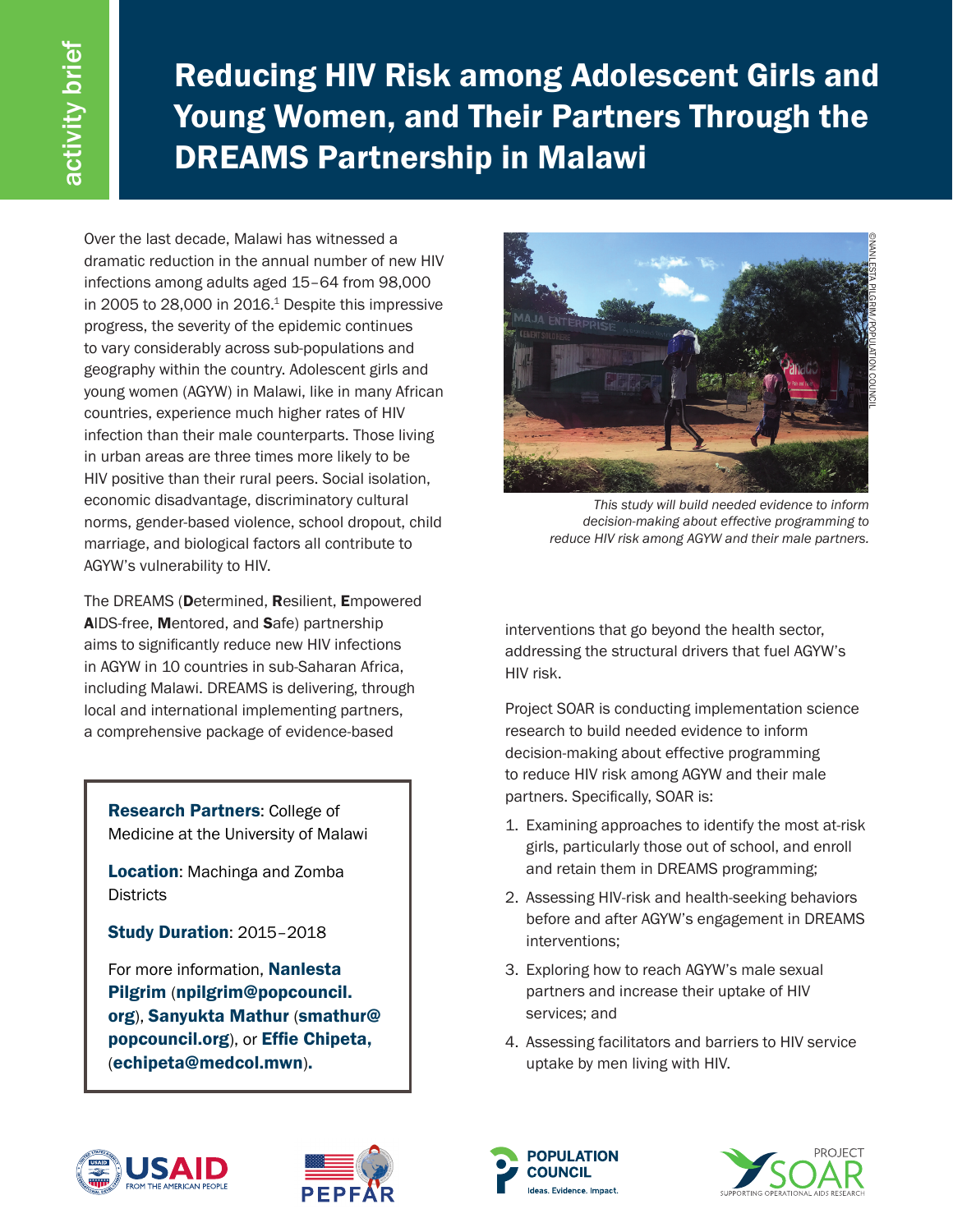activity brief

# Reducing HIV Risk among Adolescent Girls and Young Women, and Their Partners Through the DREAMS Partnership in Malawi

Over the last decade, Malawi has witnessed a dramatic reduction in the annual number of new HIV infections among adults aged 15–64 from 98,000 in 2005 to 28,000 in 2016.[1] Despite this impressive progress, the severity of the epidemic continues to vary considerably across sub-populations and geography within the country. Adolescent girls and young women (AGYW) in Malawi, like in many African countries, experience much higher rates of HIV infection than their male counterparts. Those living in urban areas are three times more likely to be HIV positive than their rural peers. Social isolation, economic disadvantage, discriminatory cultural norms, gender-based violence, school dropout, child marriage, and biological factors all contribute to AGYW's vulnerability to HIV.

The DREAMS (**D**etermined, **R**esilient, **E**mpowered **A**IDS-free, **M**entored, and **S**afe) partnership aims to significantly reduce new HIV infections in AGYW in 10 countries in sub-Saharan Africa, including Malawi. DREAMS is delivering, through local and international implementing partners, a comprehensive package of evidence-based interventions that go beyond the health sector, addressing the structural drivers that fuel AGYW's HIV risk.

©NANLESTA PILGRIM/POPULATION COUNCIL

*This study will build needed evidence to inform decision-making about effective programming to reduce HIV risk among AGYW and their male partners.*

Project SOAR is conducting implementation science research to build needed evidence to inform decision-making about effective programming to reduce HIV risk among AGYW and their male partners. Specifically, SOAR is:

1. Examining approaches to identify the most at-risk girls, particularly those out of school, and enroll and retain them in DREAMS programming;
2. Assessing HIV-risk and health-seeking behaviors before and after AGYW's engagement in DREAMS interventions;
3. Exploring how to reach AGYW's male sexual partners and increase their uptake of HIV services; and
4. Assessing facilitators and barriers to HIV service uptake by men living with HIV.

**Research Partners**: College of Medicine at the University of Malawi

**Location**: Machinga and Zomba Districts

**Study Duration**: 2015–2018

For more information, **Nanlesta Pilgrim** (**npilgrim@popcouncil.org**), **Sanyukta Mathur** (**smathur@popcouncil.org**), or **Effie Chipeta,** (**echipeta@medcol.mwn**).

USAID FROM THE AMERICAN PEOPLE | PEPFAR | POPULATION COUNCIL Ideas. Evidence. Impact. | PROJECT SOAR SUPPORTING OPERATIONAL AIDS RESEARCH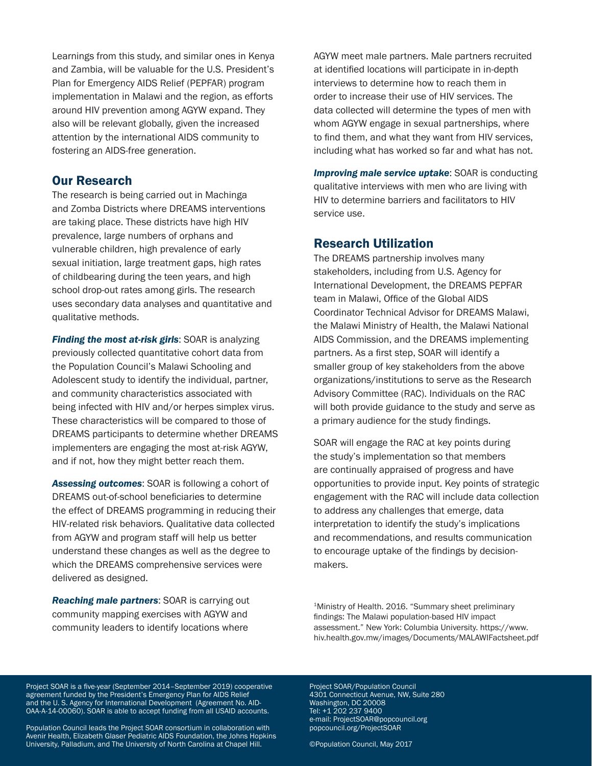Learnings from this study, and similar ones in Kenya and Zambia, will be valuable for the U.S. President's Plan for Emergency AIDS Relief (PEPFAR) program implementation in Malawi and the region, as efforts around HIV prevention among AGYW expand. They also will be relevant globally, given the increased attention by the international AIDS community to fostering an AIDS-free generation.

## Our Research

The research is being carried out in Machinga and Zomba Districts where DREAMS interventions are taking place. These districts have high HIV prevalence, large numbers of orphans and vulnerable children, high prevalence of early sexual initiation, large treatment gaps, high rates of childbearing during the teen years, and high school drop-out rates among girls. The research uses secondary data analyses and quantitative and qualitative methods.

***Finding the most at-risk girls***: SOAR is analyzing previously collected quantitative cohort data from the Population Council's Malawi Schooling and Adolescent study to identify the individual, partner, and community characteristics associated with being infected with HIV and/or herpes simplex virus. These characteristics will be compared to those of DREAMS participants to determine whether DREAMS implementers are engaging the most at-risk AGYW, and if not, how they might better reach them.

***Assessing outcomes***: SOAR is following a cohort of DREAMS out-of-school beneficiaries to determine the effect of DREAMS programming in reducing their HIV-related risk behaviors. Qualitative data collected from AGYW and program staff will help us better understand these changes as well as the degree to which the DREAMS comprehensive services were delivered as designed.

***Reaching male partners***: SOAR is carrying out community mapping exercises with AGYW and community leaders to identify locations where AGYW meet male partners. Male partners recruited at identified locations will participate in in-depth interviews to determine how to reach them in order to increase their use of HIV services. The data collected will determine the types of men with whom AGYW engage in sexual partnerships, where to find them, and what they want from HIV services, including what has worked so far and what has not.

***Improving male service uptake***: SOAR is conducting qualitative interviews with men who are living with HIV to determine barriers and facilitators to HIV service use.

## Research Utilization

The DREAMS partnership involves many stakeholders, including from U.S. Agency for International Development, the DREAMS PEPFAR team in Malawi, Office of the Global AIDS Coordinator Technical Advisor for DREAMS Malawi, the Malawi Ministry of Health, the Malawi National AIDS Commission, and the DREAMS implementing partners. As a first step, SOAR will identify a smaller group of key stakeholders from the above organizations/institutions to serve as the Research Advisory Committee (RAC). Individuals on the RAC will both provide guidance to the study and serve as a primary audience for the study findings.

SOAR will engage the RAC at key points during the study's implementation so that members are continually appraised of progress and have opportunities to provide input. Key points of strategic engagement with the RAC will include data collection to address any challenges that emerge, data interpretation to identify the study's implications and recommendations, and results communication to encourage uptake of the findings by decision-makers.

[1]Ministry of Health. 2016. "Summary sheet preliminary findings: The Malawi population-based HIV impact assessment." New York: Columbia University. https://www.hiv.health.gov.mw/images/Documents/MALAWIFactsheet.pdf

Project SOAR is a five-year (September 2014–September 2019) cooperative agreement funded by the President's Emergency Plan for AIDS Relief and the U. S. Agency for International Development (Agreement No. AID-OAA-A-14-00060). SOAR is able to accept funding from all USAID accounts.

Population Council leads the Project SOAR consortium in collaboration with Avenir Health, Elizabeth Glaser Pediatric AIDS Foundation, the Johns Hopkins University, Palladium, and The University of North Carolina at Chapel Hill.

Project SOAR/Population Council
4301 Connecticut Avenue, NW, Suite 280
Washington, DC 20008
Tel: +1 202 237 9400
e-mail: ProjectSOAR@popcouncil.org
popcouncil.org/ProjectSOAR

©Population Council, May 2017